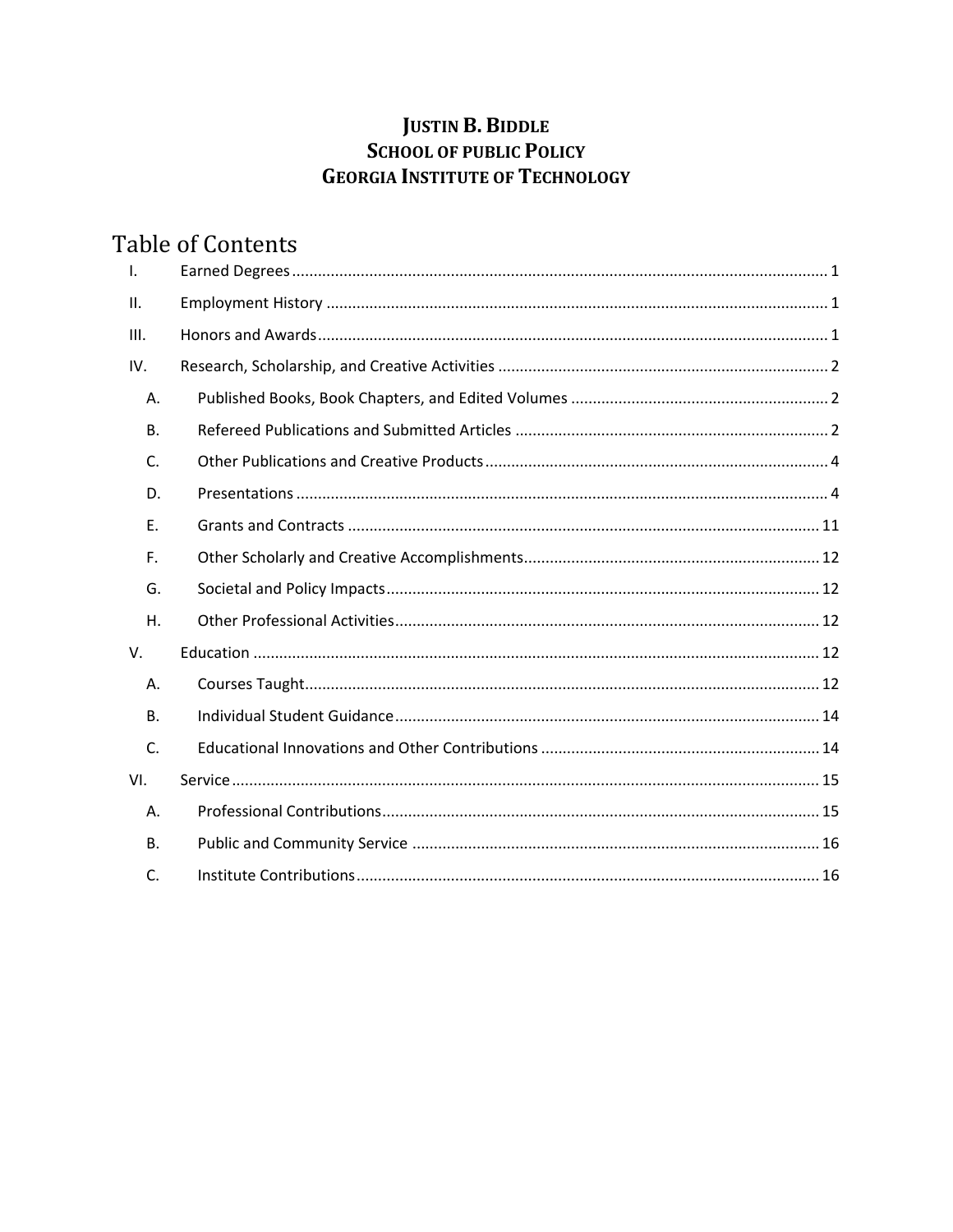# Justin B. Biddle
## School of public Policy
## Georgia Institute of Technology

## Table of Contents

- I. Earned Degrees ........ 1
- II. Employment History ........ 1
- III. Honors and Awards ........ 1
- IV. Research, Scholarship, and Creative Activities ........ 2
  - A. Published Books, Book Chapters, and Edited Volumes ........ 2
  - B. Refereed Publications and Submitted Articles ........ 2
  - C. Other Publications and Creative Products ........ 4
  - D. Presentations ........ 4
  - E. Grants and Contracts ........ 11
  - F. Other Scholarly and Creative Accomplishments ........ 12
  - G. Societal and Policy Impacts ........ 12
  - H. Other Professional Activities ........ 12
- V. Education ........ 12
  - A. Courses Taught ........ 12
  - B. Individual Student Guidance ........ 14
  - C. Educational Innovations and Other Contributions ........ 14
- VI. Service ........ 15
  - A. Professional Contributions ........ 15
  - B. Public and Community Service ........ 16
  - C. Institute Contributions ........ 16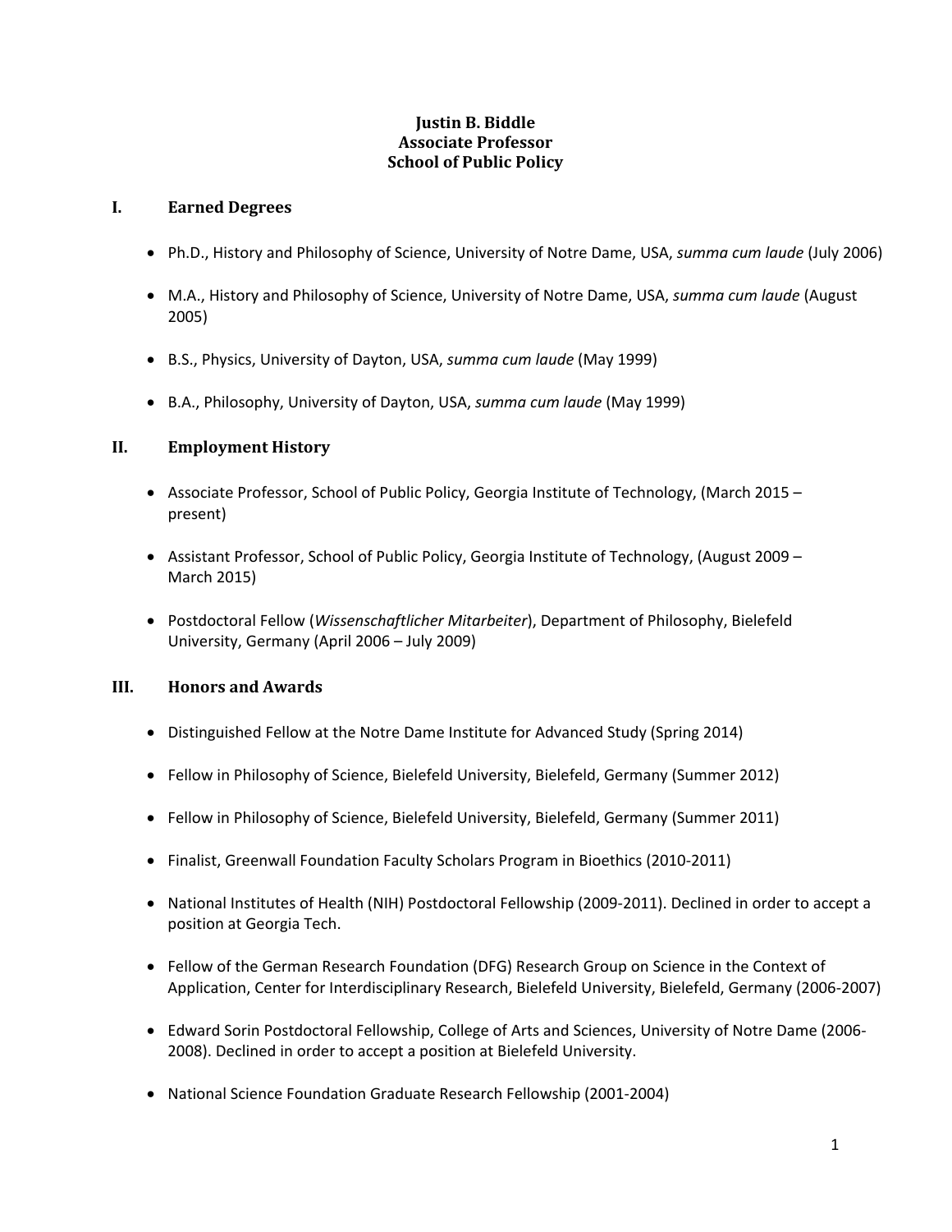# Justin B. Biddle
# Associate Professor
# School of Public Policy

## I. Earned Degrees

- Ph.D., History and Philosophy of Science, University of Notre Dame, USA, *summa cum laude* (July 2006)
- M.A., History and Philosophy of Science, University of Notre Dame, USA, *summa cum laude* (August 2005)
- B.S., Physics, University of Dayton, USA, *summa cum laude* (May 1999)
- B.A., Philosophy, University of Dayton, USA, *summa cum laude* (May 1999)

## II. Employment History

- Associate Professor, School of Public Policy, Georgia Institute of Technology, (March 2015 – present)
- Assistant Professor, School of Public Policy, Georgia Institute of Technology, (August 2009 – March 2015)
- Postdoctoral Fellow (*Wissenschaftlicher Mitarbeiter*), Department of Philosophy, Bielefeld University, Germany (April 2006 – July 2009)

## III. Honors and Awards

- Distinguished Fellow at the Notre Dame Institute for Advanced Study (Spring 2014)
- Fellow in Philosophy of Science, Bielefeld University, Bielefeld, Germany (Summer 2012)
- Fellow in Philosophy of Science, Bielefeld University, Bielefeld, Germany (Summer 2011)
- Finalist, Greenwall Foundation Faculty Scholars Program in Bioethics (2010-2011)
- National Institutes of Health (NIH) Postdoctoral Fellowship (2009-2011). Declined in order to accept a position at Georgia Tech.
- Fellow of the German Research Foundation (DFG) Research Group on Science in the Context of Application, Center for Interdisciplinary Research, Bielefeld University, Bielefeld, Germany (2006-2007)
- Edward Sorin Postdoctoral Fellowship, College of Arts and Sciences, University of Notre Dame (2006-2008). Declined in order to accept a position at Bielefeld University.
- National Science Foundation Graduate Research Fellowship (2001-2004)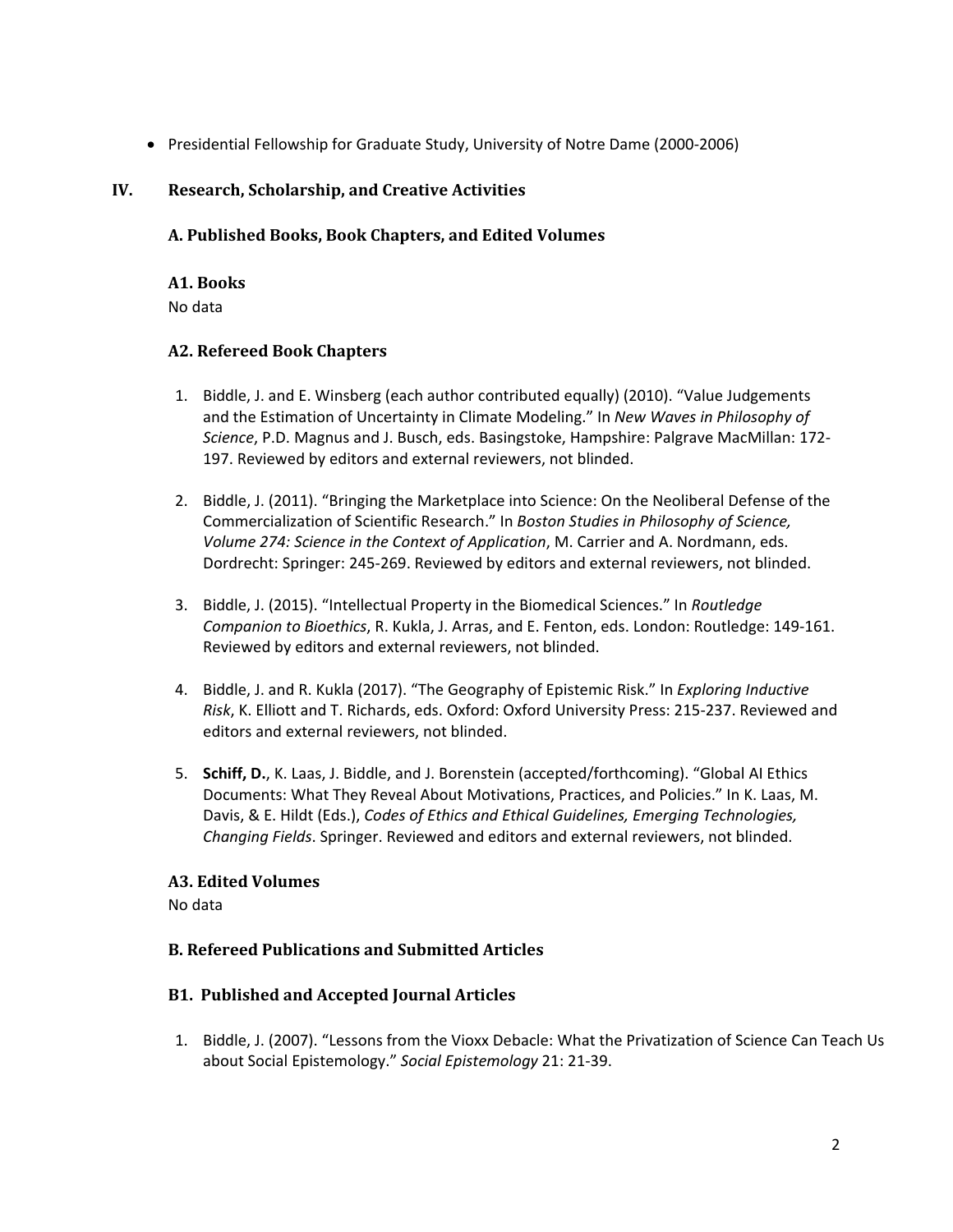- Presidential Fellowship for Graduate Study, University of Notre Dame (2000-2006)

## IV. Research, Scholarship, and Creative Activities

### A. Published Books, Book Chapters, and Edited Volumes

#### A1. Books

No data

#### A2. Refereed Book Chapters

1. Biddle, J. and E. Winsberg (each author contributed equally) (2010). "Value Judgements and the Estimation of Uncertainty in Climate Modeling." In *New Waves in Philosophy of Science*, P.D. Magnus and J. Busch, eds. Basingstoke, Hampshire: Palgrave MacMillan: 172-197. Reviewed by editors and external reviewers, not blinded.

2. Biddle, J. (2011). "Bringing the Marketplace into Science: On the Neoliberal Defense of the Commercialization of Scientific Research." In *Boston Studies in Philosophy of Science, Volume 274: Science in the Context of Application*, M. Carrier and A. Nordmann, eds. Dordrecht: Springer: 245-269. Reviewed by editors and external reviewers, not blinded.

3. Biddle, J. (2015). "Intellectual Property in the Biomedical Sciences." In *Routledge Companion to Bioethics*, R. Kukla, J. Arras, and E. Fenton, eds. London: Routledge: 149-161. Reviewed by editors and external reviewers, not blinded.

4. Biddle, J. and R. Kukla (2017). "The Geography of Epistemic Risk." In *Exploring Inductive Risk*, K. Elliott and T. Richards, eds. Oxford: Oxford University Press: 215-237. Reviewed and editors and external reviewers, not blinded.

5. **Schiff, D.**, K. Laas, J. Biddle, and J. Borenstein (accepted/forthcoming). "Global AI Ethics Documents: What They Reveal About Motivations, Practices, and Policies." In K. Laas, M. Davis, & E. Hildt (Eds.), *Codes of Ethics and Ethical Guidelines, Emerging Technologies, Changing Fields*. Springer. Reviewed and editors and external reviewers, not blinded.

#### A3. Edited Volumes

No data

### B. Refereed Publications and Submitted Articles

#### B1. Published and Accepted Journal Articles

1. Biddle, J. (2007). "Lessons from the Vioxx Debacle: What the Privatization of Science Can Teach Us about Social Epistemology." *Social Epistemology* 21: 21-39.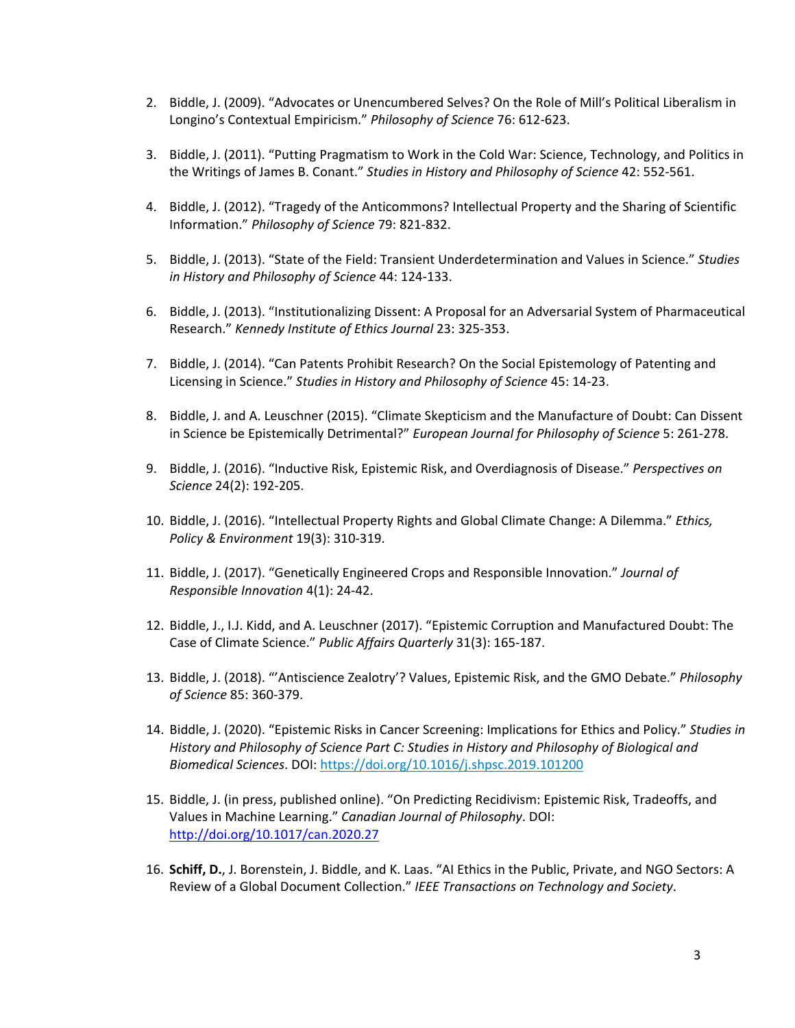2. Biddle, J. (2009). "Advocates or Unencumbered Selves? On the Role of Mill's Political Liberalism in Longino's Contextual Empiricism." *Philosophy of Science* 76: 612-623.

3. Biddle, J. (2011). "Putting Pragmatism to Work in the Cold War: Science, Technology, and Politics in the Writings of James B. Conant." *Studies in History and Philosophy of Science* 42: 552-561.

4. Biddle, J. (2012). "Tragedy of the Anticommons? Intellectual Property and the Sharing of Scientific Information." *Philosophy of Science* 79: 821-832.

5. Biddle, J. (2013). "State of the Field: Transient Underdetermination and Values in Science." *Studies in History and Philosophy of Science* 44: 124-133.

6. Biddle, J. (2013). "Institutionalizing Dissent: A Proposal for an Adversarial System of Pharmaceutical Research." *Kennedy Institute of Ethics Journal* 23: 325-353.

7. Biddle, J. (2014). "Can Patents Prohibit Research? On the Social Epistemology of Patenting and Licensing in Science." *Studies in History and Philosophy of Science* 45: 14-23.

8. Biddle, J. and A. Leuschner (2015). "Climate Skepticism and the Manufacture of Doubt: Can Dissent in Science be Epistemically Detrimental?" *European Journal for Philosophy of Science* 5: 261-278.

9. Biddle, J. (2016). "Inductive Risk, Epistemic Risk, and Overdiagnosis of Disease." *Perspectives on Science* 24(2): 192-205.

10. Biddle, J. (2016). "Intellectual Property Rights and Global Climate Change: A Dilemma." *Ethics, Policy & Environment* 19(3): 310-319.

11. Biddle, J. (2017). "Genetically Engineered Crops and Responsible Innovation." *Journal of Responsible Innovation* 4(1): 24-42.

12. Biddle, J., I.J. Kidd, and A. Leuschner (2017). "Epistemic Corruption and Manufactured Doubt: The Case of Climate Science." *Public Affairs Quarterly* 31(3): 165-187.

13. Biddle, J. (2018). "'Antiscience Zealotry'? Values, Epistemic Risk, and the GMO Debate." *Philosophy of Science* 85: 360-379.

14. Biddle, J. (2020). "Epistemic Risks in Cancer Screening: Implications for Ethics and Policy." *Studies in History and Philosophy of Science Part C: Studies in History and Philosophy of Biological and Biomedical Sciences*. DOI: https://doi.org/10.1016/j.shpsc.2019.101200

15. Biddle, J. (in press, published online). "On Predicting Recidivism: Epistemic Risk, Tradeoffs, and Values in Machine Learning." *Canadian Journal of Philosophy*. DOI: http://doi.org/10.1017/can.2020.27

16. **Schiff, D.**, J. Borenstein, J. Biddle, and K. Laas. "AI Ethics in the Public, Private, and NGO Sectors: A Review of a Global Document Collection." *IEEE Transactions on Technology and Society*.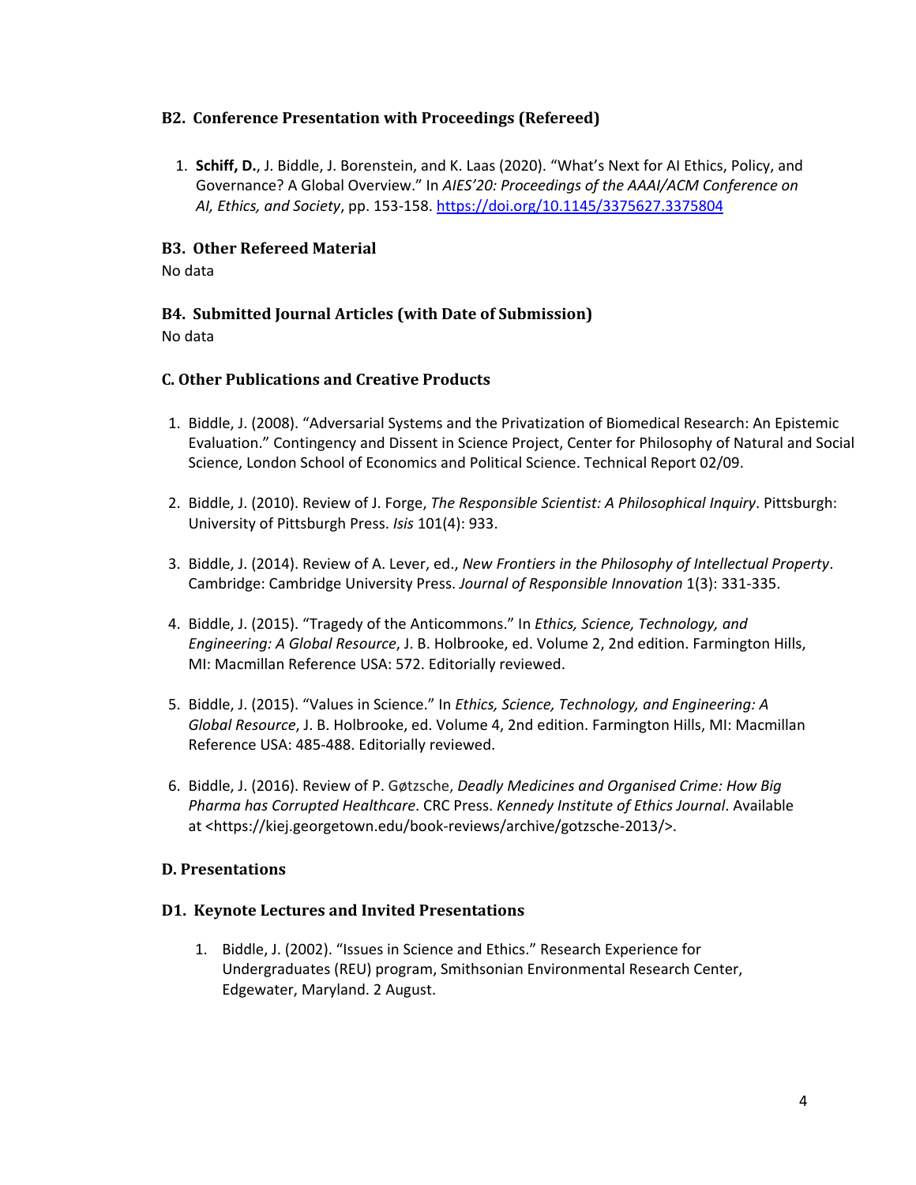### B2. Conference Presentation with Proceedings (Refereed)

1. **Schiff, D.**, J. Biddle, J. Borenstein, and K. Laas (2020). "What's Next for AI Ethics, Policy, and Governance? A Global Overview." In *AIES'20: Proceedings of the AAAI/ACM Conference on AI, Ethics, and Society*, pp. 153-158. https://doi.org/10.1145/3375627.3375804

### B3. Other Refereed Material

No data

### B4. Submitted Journal Articles (with Date of Submission)

No data

## C. Other Publications and Creative Products

1. Biddle, J. (2008). "Adversarial Systems and the Privatization of Biomedical Research: An Epistemic Evaluation." Contingency and Dissent in Science Project, Center for Philosophy of Natural and Social Science, London School of Economics and Political Science. Technical Report 02/09.

2. Biddle, J. (2010). Review of J. Forge, *The Responsible Scientist: A Philosophical Inquiry*. Pittsburgh: University of Pittsburgh Press. *Isis* 101(4): 933.

3. Biddle, J. (2014). Review of A. Lever, ed., *New Frontiers in the Philosophy of Intellectual Property*. Cambridge: Cambridge University Press. *Journal of Responsible Innovation* 1(3): 331-335.

4. Biddle, J. (2015). "Tragedy of the Anticommons." In *Ethics, Science, Technology, and Engineering: A Global Resource*, J. B. Holbrooke, ed. Volume 2, 2nd edition. Farmington Hills, MI: Macmillan Reference USA: 572. Editorially reviewed.

5. Biddle, J. (2015). "Values in Science." In *Ethics, Science, Technology, and Engineering: A Global Resource*, J. B. Holbrooke, ed. Volume 4, 2nd edition. Farmington Hills, MI: Macmillan Reference USA: 485-488. Editorially reviewed.

6. Biddle, J. (2016). Review of P. Gøtzsche, *Deadly Medicines and Organised Crime: How Big Pharma has Corrupted Healthcare*. CRC Press. *Kennedy Institute of Ethics Journal*. Available at <https://kiej.georgetown.edu/book-reviews/archive/gotzsche-2013/>.

## D. Presentations

### D1. Keynote Lectures and Invited Presentations

1. Biddle, J. (2002). "Issues in Science and Ethics." Research Experience for Undergraduates (REU) program, Smithsonian Environmental Research Center, Edgewater, Maryland. 2 August.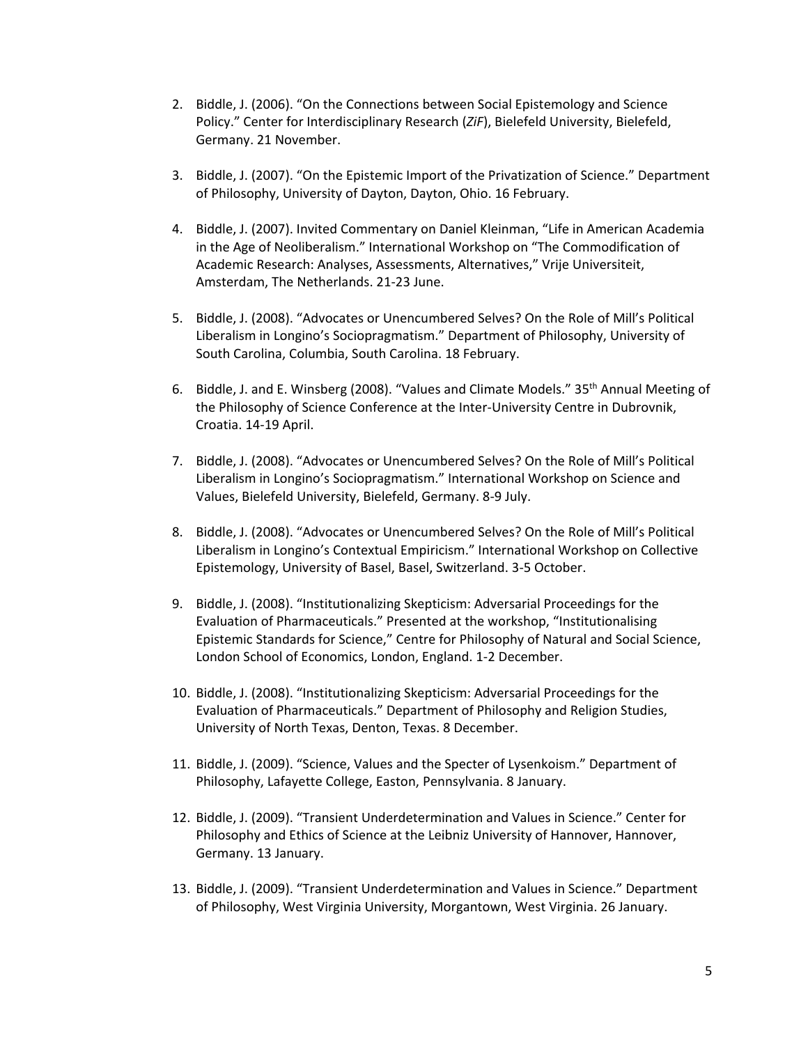2. Biddle, J. (2006). "On the Connections between Social Epistemology and Science Policy." Center for Interdisciplinary Research (*ZiF*), Bielefeld University, Bielefeld, Germany. 21 November.

3. Biddle, J. (2007). "On the Epistemic Import of the Privatization of Science." Department of Philosophy, University of Dayton, Dayton, Ohio. 16 February.

4. Biddle, J. (2007). Invited Commentary on Daniel Kleinman, "Life in American Academia in the Age of Neoliberalism." International Workshop on "The Commodification of Academic Research: Analyses, Assessments, Alternatives," Vrije Universiteit, Amsterdam, The Netherlands. 21-23 June.

5. Biddle, J. (2008). "Advocates or Unencumbered Selves? On the Role of Mill's Political Liberalism in Longino's Sociopragmatism." Department of Philosophy, University of South Carolina, Columbia, South Carolina. 18 February.

6. Biddle, J. and E. Winsberg (2008). "Values and Climate Models." 35th Annual Meeting of the Philosophy of Science Conference at the Inter-University Centre in Dubrovnik, Croatia. 14-19 April.

7. Biddle, J. (2008). "Advocates or Unencumbered Selves? On the Role of Mill's Political Liberalism in Longino's Sociopragmatism." International Workshop on Science and Values, Bielefeld University, Bielefeld, Germany. 8-9 July.

8. Biddle, J. (2008). "Advocates or Unencumbered Selves? On the Role of Mill's Political Liberalism in Longino's Contextual Empiricism." International Workshop on Collective Epistemology, University of Basel, Basel, Switzerland. 3-5 October.

9. Biddle, J. (2008). "Institutionalizing Skepticism: Adversarial Proceedings for the Evaluation of Pharmaceuticals." Presented at the workshop, "Institutionalising Epistemic Standards for Science," Centre for Philosophy of Natural and Social Science, London School of Economics, London, England. 1-2 December.

10. Biddle, J. (2008). "Institutionalizing Skepticism: Adversarial Proceedings for the Evaluation of Pharmaceuticals." Department of Philosophy and Religion Studies, University of North Texas, Denton, Texas. 8 December.

11. Biddle, J. (2009). "Science, Values and the Specter of Lysenkoism." Department of Philosophy, Lafayette College, Easton, Pennsylvania. 8 January.

12. Biddle, J. (2009). "Transient Underdetermination and Values in Science." Center for Philosophy and Ethics of Science at the Leibniz University of Hannover, Hannover, Germany. 13 January.

13. Biddle, J. (2009). "Transient Underdetermination and Values in Science." Department of Philosophy, West Virginia University, Morgantown, West Virginia. 26 January.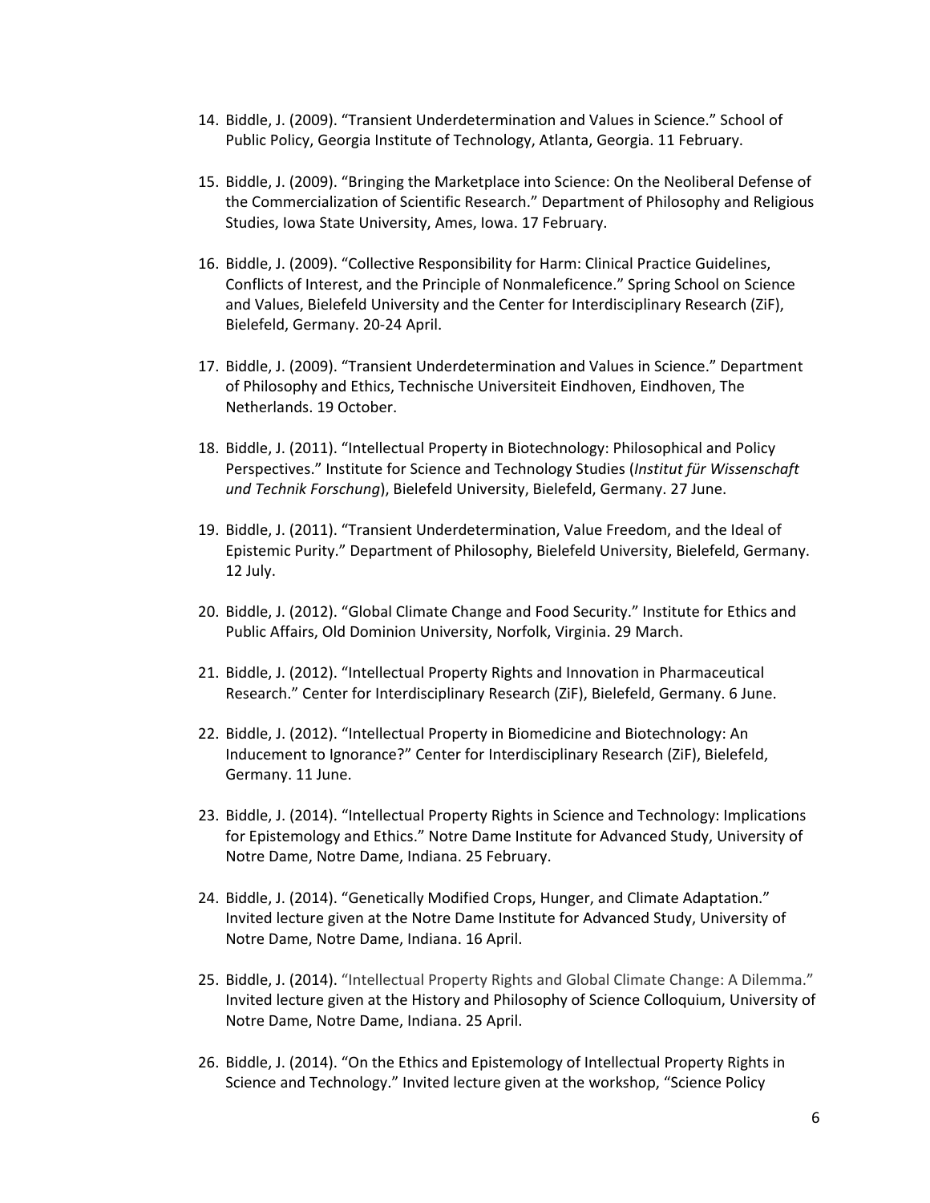14. Biddle, J. (2009). "Transient Underdetermination and Values in Science." School of Public Policy, Georgia Institute of Technology, Atlanta, Georgia. 11 February.

15. Biddle, J. (2009). "Bringing the Marketplace into Science: On the Neoliberal Defense of the Commercialization of Scientific Research." Department of Philosophy and Religious Studies, Iowa State University, Ames, Iowa. 17 February.

16. Biddle, J. (2009). "Collective Responsibility for Harm: Clinical Practice Guidelines, Conflicts of Interest, and the Principle of Nonmaleficence." Spring School on Science and Values, Bielefeld University and the Center for Interdisciplinary Research (ZiF), Bielefeld, Germany. 20-24 April.

17. Biddle, J. (2009). "Transient Underdetermination and Values in Science." Department of Philosophy and Ethics, Technische Universiteit Eindhoven, Eindhoven, The Netherlands. 19 October.

18. Biddle, J. (2011). "Intellectual Property in Biotechnology: Philosophical and Policy Perspectives." Institute for Science and Technology Studies (*Institut für Wissenschaft und Technik Forschung*), Bielefeld University, Bielefeld, Germany. 27 June.

19. Biddle, J. (2011). "Transient Underdetermination, Value Freedom, and the Ideal of Epistemic Purity." Department of Philosophy, Bielefeld University, Bielefeld, Germany. 12 July.

20. Biddle, J. (2012). "Global Climate Change and Food Security." Institute for Ethics and Public Affairs, Old Dominion University, Norfolk, Virginia. 29 March.

21. Biddle, J. (2012). "Intellectual Property Rights and Innovation in Pharmaceutical Research." Center for Interdisciplinary Research (ZiF), Bielefeld, Germany. 6 June.

22. Biddle, J. (2012). "Intellectual Property in Biomedicine and Biotechnology: An Inducement to Ignorance?" Center for Interdisciplinary Research (ZiF), Bielefeld, Germany. 11 June.

23. Biddle, J. (2014). "Intellectual Property Rights in Science and Technology: Implications for Epistemology and Ethics." Notre Dame Institute for Advanced Study, University of Notre Dame, Notre Dame, Indiana. 25 February.

24. Biddle, J. (2014). "Genetically Modified Crops, Hunger, and Climate Adaptation." Invited lecture given at the Notre Dame Institute for Advanced Study, University of Notre Dame, Notre Dame, Indiana. 16 April.

25. Biddle, J. (2014). "Intellectual Property Rights and Global Climate Change: A Dilemma." Invited lecture given at the History and Philosophy of Science Colloquium, University of Notre Dame, Notre Dame, Indiana. 25 April.

26. Biddle, J. (2014). "On the Ethics and Epistemology of Intellectual Property Rights in Science and Technology." Invited lecture given at the workshop, "Science Policy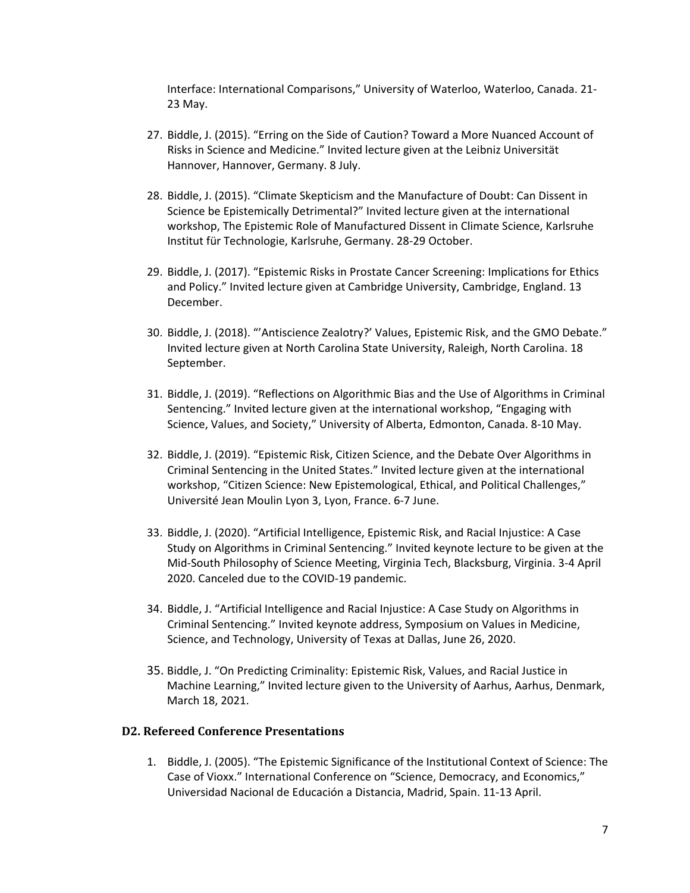Interface: International Comparisons," University of Waterloo, Waterloo, Canada. 21-23 May.

27. Biddle, J. (2015). "Erring on the Side of Caution? Toward a More Nuanced Account of Risks in Science and Medicine." Invited lecture given at the Leibniz Universität Hannover, Hannover, Germany. 8 July.

28. Biddle, J. (2015). "Climate Skepticism and the Manufacture of Doubt: Can Dissent in Science be Epistemically Detrimental?" Invited lecture given at the international workshop, The Epistemic Role of Manufactured Dissent in Climate Science, Karlsruhe Institut für Technologie, Karlsruhe, Germany. 28-29 October.

29. Biddle, J. (2017). "Epistemic Risks in Prostate Cancer Screening: Implications for Ethics and Policy." Invited lecture given at Cambridge University, Cambridge, England. 13 December.

30. Biddle, J. (2018). "'Antiscience Zealotry?' Values, Epistemic Risk, and the GMO Debate." Invited lecture given at North Carolina State University, Raleigh, North Carolina. 18 September.

31. Biddle, J. (2019). "Reflections on Algorithmic Bias and the Use of Algorithms in Criminal Sentencing." Invited lecture given at the international workshop, "Engaging with Science, Values, and Society," University of Alberta, Edmonton, Canada. 8-10 May.

32. Biddle, J. (2019). "Epistemic Risk, Citizen Science, and the Debate Over Algorithms in Criminal Sentencing in the United States." Invited lecture given at the international workshop, "Citizen Science: New Epistemological, Ethical, and Political Challenges," Université Jean Moulin Lyon 3, Lyon, France. 6-7 June.

33. Biddle, J. (2020). "Artificial Intelligence, Epistemic Risk, and Racial Injustice: A Case Study on Algorithms in Criminal Sentencing." Invited keynote lecture to be given at the Mid-South Philosophy of Science Meeting, Virginia Tech, Blacksburg, Virginia. 3-4 April 2020. Canceled due to the COVID-19 pandemic.

34. Biddle, J. "Artificial Intelligence and Racial Injustice: A Case Study on Algorithms in Criminal Sentencing." Invited keynote address, Symposium on Values in Medicine, Science, and Technology, University of Texas at Dallas, June 26, 2020.

35. Biddle, J. "On Predicting Criminality: Epistemic Risk, Values, and Racial Justice in Machine Learning," Invited lecture given to the University of Aarhus, Aarhus, Denmark, March 18, 2021.

### D2. Refereed Conference Presentations

1. Biddle, J. (2005). "The Epistemic Significance of the Institutional Context of Science: The Case of Vioxx." International Conference on "Science, Democracy, and Economics," Universidad Nacional de Educación a Distancia, Madrid, Spain. 11-13 April.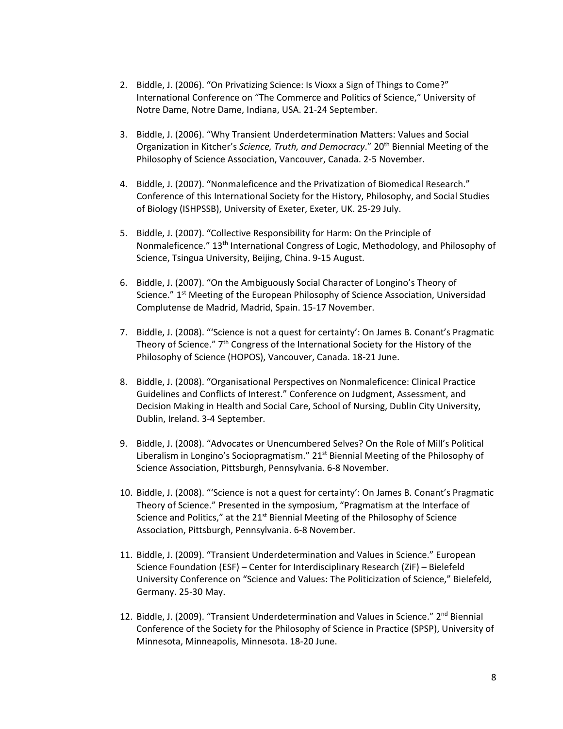2. Biddle, J. (2006). "On Privatizing Science: Is Vioxx a Sign of Things to Come?" International Conference on "The Commerce and Politics of Science," University of Notre Dame, Notre Dame, Indiana, USA. 21-24 September.

3. Biddle, J. (2006). "Why Transient Underdetermination Matters: Values and Social Organization in Kitcher's *Science, Truth, and Democracy*." 20th Biennial Meeting of the Philosophy of Science Association, Vancouver, Canada. 2-5 November.

4. Biddle, J. (2007). "Nonmaleficence and the Privatization of Biomedical Research." Conference of this International Society for the History, Philosophy, and Social Studies of Biology (ISHPSSB), University of Exeter, Exeter, UK. 25-29 July.

5. Biddle, J. (2007). "Collective Responsibility for Harm: On the Principle of Nonmaleficence." 13th International Congress of Logic, Methodology, and Philosophy of Science, Tsingua University, Beijing, China. 9-15 August.

6. Biddle, J. (2007). "On the Ambiguously Social Character of Longino's Theory of Science." 1st Meeting of the European Philosophy of Science Association, Universidad Complutense de Madrid, Madrid, Spain. 15-17 November.

7. Biddle, J. (2008). "'Science is not a quest for certainty': On James B. Conant's Pragmatic Theory of Science." 7th Congress of the International Society for the History of the Philosophy of Science (HOPOS), Vancouver, Canada. 18-21 June.

8. Biddle, J. (2008). "Organisational Perspectives on Nonmaleficence: Clinical Practice Guidelines and Conflicts of Interest." Conference on Judgment, Assessment, and Decision Making in Health and Social Care, School of Nursing, Dublin City University, Dublin, Ireland. 3-4 September.

9. Biddle, J. (2008). "Advocates or Unencumbered Selves? On the Role of Mill's Political Liberalism in Longino's Sociopragmatism." 21st Biennial Meeting of the Philosophy of Science Association, Pittsburgh, Pennsylvania. 6-8 November.

10. Biddle, J. (2008). "'Science is not a quest for certainty': On James B. Conant's Pragmatic Theory of Science." Presented in the symposium, "Pragmatism at the Interface of Science and Politics," at the 21st Biennial Meeting of the Philosophy of Science Association, Pittsburgh, Pennsylvania. 6-8 November.

11. Biddle, J. (2009). "Transient Underdetermination and Values in Science." European Science Foundation (ESF) – Center for Interdisciplinary Research (ZiF) – Bielefeld University Conference on "Science and Values: The Politicization of Science," Bielefeld, Germany. 25-30 May.

12. Biddle, J. (2009). "Transient Underdetermination and Values in Science." 2nd Biennial Conference of the Society for the Philosophy of Science in Practice (SPSP), University of Minnesota, Minneapolis, Minnesota. 18-20 June.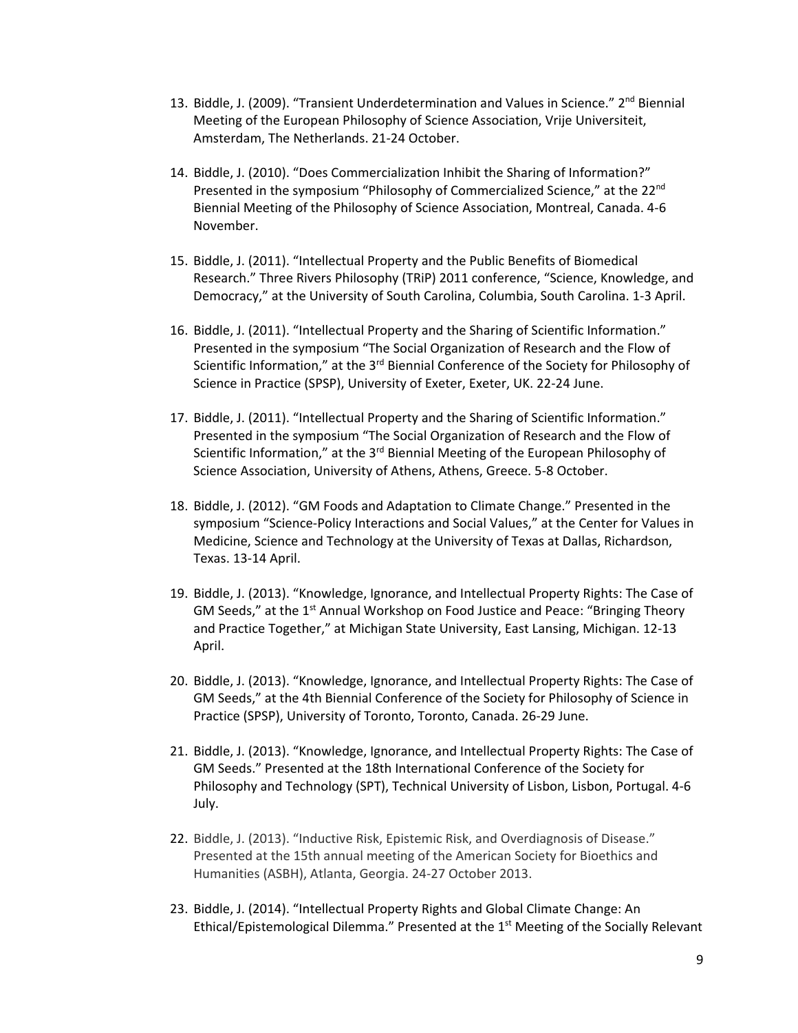13. Biddle, J. (2009). "Transient Underdetermination and Values in Science." 2nd Biennial Meeting of the European Philosophy of Science Association, Vrije Universiteit, Amsterdam, The Netherlands. 21-24 October.

14. Biddle, J. (2010). "Does Commercialization Inhibit the Sharing of Information?" Presented in the symposium "Philosophy of Commercialized Science," at the 22nd Biennial Meeting of the Philosophy of Science Association, Montreal, Canada. 4-6 November.

15. Biddle, J. (2011). "Intellectual Property and the Public Benefits of Biomedical Research." Three Rivers Philosophy (TRiP) 2011 conference, "Science, Knowledge, and Democracy," at the University of South Carolina, Columbia, South Carolina. 1-3 April.

16. Biddle, J. (2011). "Intellectual Property and the Sharing of Scientific Information." Presented in the symposium "The Social Organization of Research and the Flow of Scientific Information," at the 3rd Biennial Conference of the Society for Philosophy of Science in Practice (SPSP), University of Exeter, Exeter, UK. 22-24 June.

17. Biddle, J. (2011). "Intellectual Property and the Sharing of Scientific Information." Presented in the symposium "The Social Organization of Research and the Flow of Scientific Information," at the 3rd Biennial Meeting of the European Philosophy of Science Association, University of Athens, Athens, Greece. 5-8 October.

18. Biddle, J. (2012). "GM Foods and Adaptation to Climate Change." Presented in the symposium "Science-Policy Interactions and Social Values," at the Center for Values in Medicine, Science and Technology at the University of Texas at Dallas, Richardson, Texas. 13-14 April.

19. Biddle, J. (2013). "Knowledge, Ignorance, and Intellectual Property Rights: The Case of GM Seeds," at the 1st Annual Workshop on Food Justice and Peace: "Bringing Theory and Practice Together," at Michigan State University, East Lansing, Michigan. 12-13 April.

20. Biddle, J. (2013). "Knowledge, Ignorance, and Intellectual Property Rights: The Case of GM Seeds," at the 4th Biennial Conference of the Society for Philosophy of Science in Practice (SPSP), University of Toronto, Toronto, Canada. 26-29 June.

21. Biddle, J. (2013). "Knowledge, Ignorance, and Intellectual Property Rights: The Case of GM Seeds." Presented at the 18th International Conference of the Society for Philosophy and Technology (SPT), Technical University of Lisbon, Lisbon, Portugal. 4-6 July.

22. Biddle, J. (2013). "Inductive Risk, Epistemic Risk, and Overdiagnosis of Disease." Presented at the 15th annual meeting of the American Society for Bioethics and Humanities (ASBH), Atlanta, Georgia. 24-27 October 2013.

23. Biddle, J. (2014). "Intellectual Property Rights and Global Climate Change: An Ethical/Epistemological Dilemma." Presented at the 1st Meeting of the Socially Relevant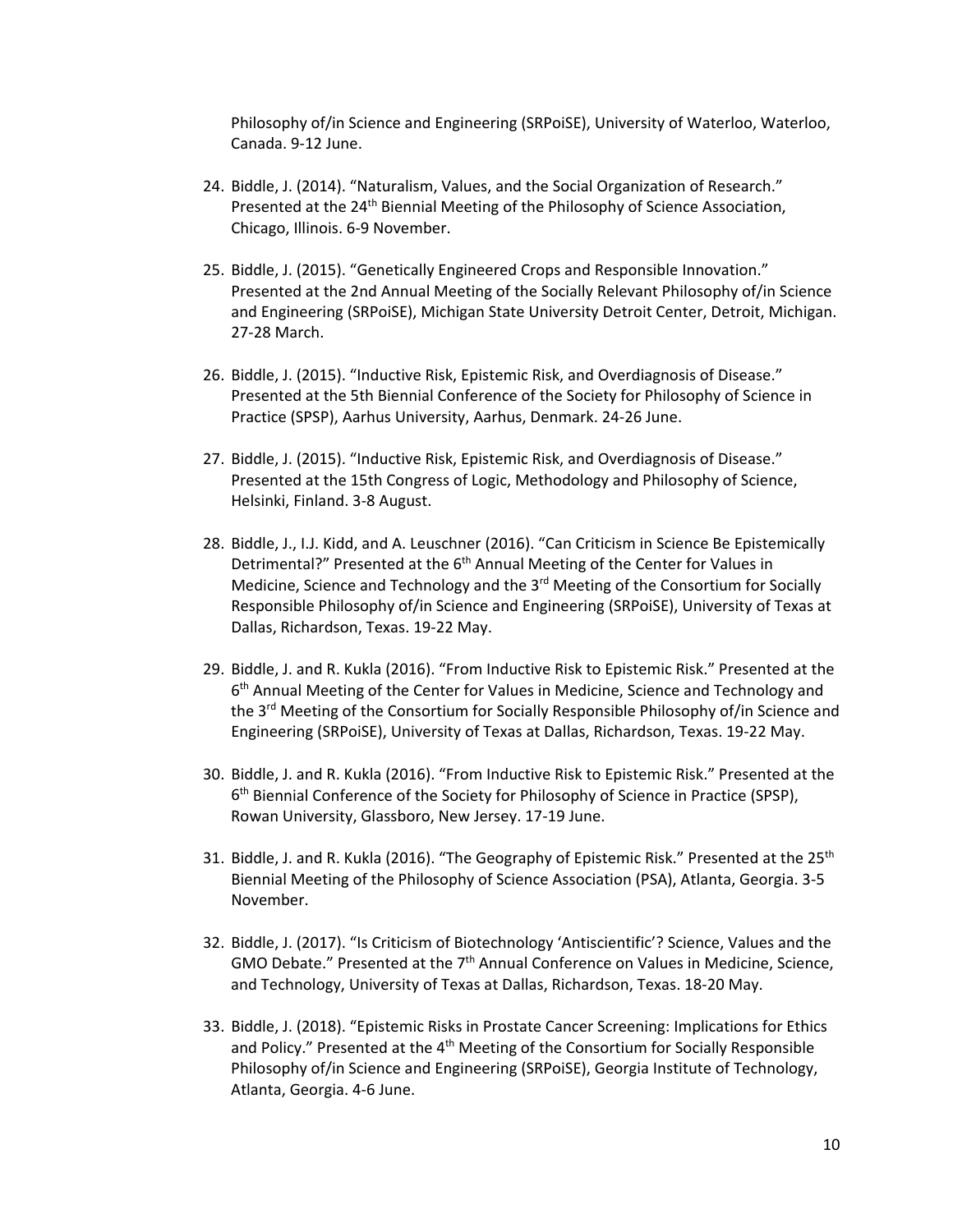Philosophy of/in Science and Engineering (SRPoiSE), University of Waterloo, Waterloo, Canada. 9-12 June.

24. Biddle, J. (2014). "Naturalism, Values, and the Social Organization of Research." Presented at the 24th Biennial Meeting of the Philosophy of Science Association, Chicago, Illinois. 6-9 November.

25. Biddle, J. (2015). "Genetically Engineered Crops and Responsible Innovation." Presented at the 2nd Annual Meeting of the Socially Relevant Philosophy of/in Science and Engineering (SRPoiSE), Michigan State University Detroit Center, Detroit, Michigan. 27-28 March.

26. Biddle, J. (2015). "Inductive Risk, Epistemic Risk, and Overdiagnosis of Disease." Presented at the 5th Biennial Conference of the Society for Philosophy of Science in Practice (SPSP), Aarhus University, Aarhus, Denmark. 24-26 June.

27. Biddle, J. (2015). "Inductive Risk, Epistemic Risk, and Overdiagnosis of Disease." Presented at the 15th Congress of Logic, Methodology and Philosophy of Science, Helsinki, Finland. 3-8 August.

28. Biddle, J., I.J. Kidd, and A. Leuschner (2016). "Can Criticism in Science Be Epistemically Detrimental?" Presented at the 6th Annual Meeting of the Center for Values in Medicine, Science and Technology and the 3rd Meeting of the Consortium for Socially Responsible Philosophy of/in Science and Engineering (SRPoiSE), University of Texas at Dallas, Richardson, Texas. 19-22 May.

29. Biddle, J. and R. Kukla (2016). "From Inductive Risk to Epistemic Risk." Presented at the 6th Annual Meeting of the Center for Values in Medicine, Science and Technology and the 3rd Meeting of the Consortium for Socially Responsible Philosophy of/in Science and Engineering (SRPoiSE), University of Texas at Dallas, Richardson, Texas. 19-22 May.

30. Biddle, J. and R. Kukla (2016). "From Inductive Risk to Epistemic Risk." Presented at the 6th Biennial Conference of the Society for Philosophy of Science in Practice (SPSP), Rowan University, Glassboro, New Jersey. 17-19 June.

31. Biddle, J. and R. Kukla (2016). "The Geography of Epistemic Risk." Presented at the 25th Biennial Meeting of the Philosophy of Science Association (PSA), Atlanta, Georgia. 3-5 November.

32. Biddle, J. (2017). "Is Criticism of Biotechnology 'Antiscientific'? Science, Values and the GMO Debate." Presented at the 7th Annual Conference on Values in Medicine, Science, and Technology, University of Texas at Dallas, Richardson, Texas. 18-20 May.

33. Biddle, J. (2018). "Epistemic Risks in Prostate Cancer Screening: Implications for Ethics and Policy." Presented at the 4th Meeting of the Consortium for Socially Responsible Philosophy of/in Science and Engineering (SRPoiSE), Georgia Institute of Technology, Atlanta, Georgia. 4-6 June.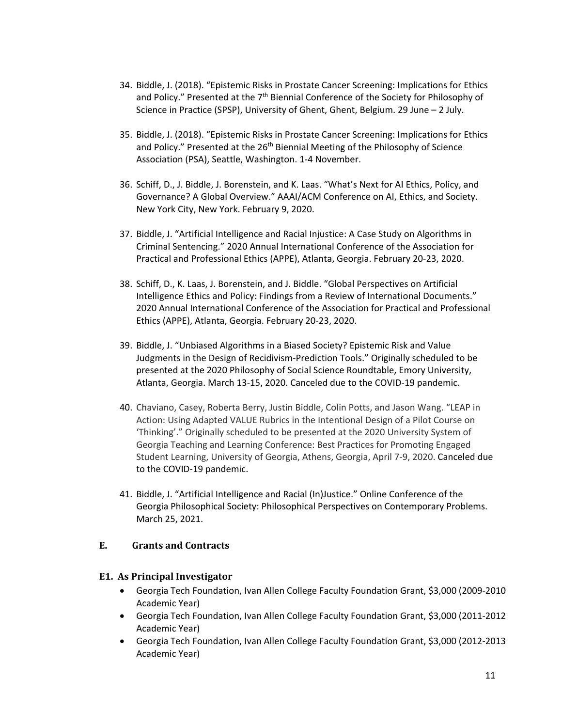34. Biddle, J. (2018). "Epistemic Risks in Prostate Cancer Screening: Implications for Ethics and Policy." Presented at the 7th Biennial Conference of the Society for Philosophy of Science in Practice (SPSP), University of Ghent, Ghent, Belgium. 29 June – 2 July.

35. Biddle, J. (2018). "Epistemic Risks in Prostate Cancer Screening: Implications for Ethics and Policy." Presented at the 26th Biennial Meeting of the Philosophy of Science Association (PSA), Seattle, Washington. 1-4 November.

36. Schiff, D., J. Biddle, J. Borenstein, and K. Laas. "What's Next for AI Ethics, Policy, and Governance? A Global Overview." AAAI/ACM Conference on AI, Ethics, and Society. New York City, New York. February 9, 2020.

37. Biddle, J. "Artificial Intelligence and Racial Injustice: A Case Study on Algorithms in Criminal Sentencing." 2020 Annual International Conference of the Association for Practical and Professional Ethics (APPE), Atlanta, Georgia. February 20-23, 2020.

38. Schiff, D., K. Laas, J. Borenstein, and J. Biddle. "Global Perspectives on Artificial Intelligence Ethics and Policy: Findings from a Review of International Documents." 2020 Annual International Conference of the Association for Practical and Professional Ethics (APPE), Atlanta, Georgia. February 20-23, 2020.

39. Biddle, J. "Unbiased Algorithms in a Biased Society? Epistemic Risk and Value Judgments in the Design of Recidivism-Prediction Tools." Originally scheduled to be presented at the 2020 Philosophy of Social Science Roundtable, Emory University, Atlanta, Georgia. March 13-15, 2020. Canceled due to the COVID-19 pandemic.

40. Chaviano, Casey, Roberta Berry, Justin Biddle, Colin Potts, and Jason Wang. "LEAP in Action: Using Adapted VALUE Rubrics in the Intentional Design of a Pilot Course on 'Thinking'." Originally scheduled to be presented at the 2020 University System of Georgia Teaching and Learning Conference: Best Practices for Promoting Engaged Student Learning, University of Georgia, Athens, Georgia, April 7-9, 2020. Canceled due to the COVID-19 pandemic.

41. Biddle, J. "Artificial Intelligence and Racial (In)Justice." Online Conference of the Georgia Philosophical Society: Philosophical Perspectives on Contemporary Problems. March 25, 2021.

## E. Grants and Contracts

### E1. As Principal Investigator

- Georgia Tech Foundation, Ivan Allen College Faculty Foundation Grant, $3,000 (2009-2010 Academic Year)
- Georgia Tech Foundation, Ivan Allen College Faculty Foundation Grant, $3,000 (2011-2012 Academic Year)
- Georgia Tech Foundation, Ivan Allen College Faculty Foundation Grant, $3,000 (2012-2013 Academic Year)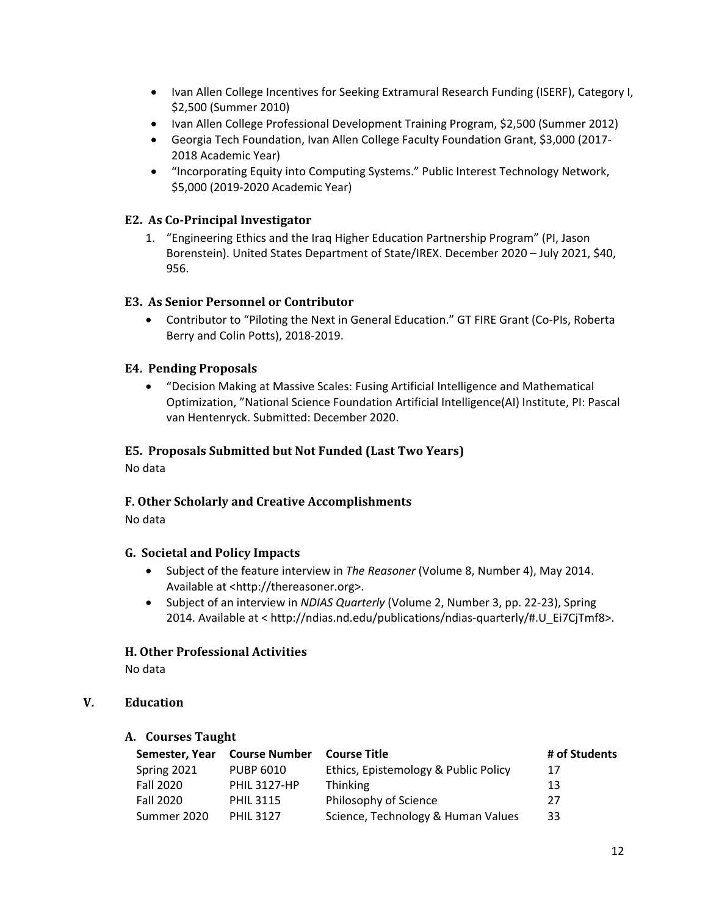- Ivan Allen College Incentives for Seeking Extramural Research Funding (ISERF), Category I, $2,500 (Summer 2010)
- Ivan Allen College Professional Development Training Program, $2,500 (Summer 2012)
- Georgia Tech Foundation, Ivan Allen College Faculty Foundation Grant, $3,000 (2017-2018 Academic Year)
- "Incorporating Equity into Computing Systems." Public Interest Technology Network, $5,000 (2019-2020 Academic Year)

### E2. As Co-Principal Investigator

1. "Engineering Ethics and the Iraq Higher Education Partnership Program" (PI, Jason Borenstein). United States Department of State/IREX. December 2020 – July 2021, $40, 956.

### E3. As Senior Personnel or Contributor

- Contributor to "Piloting the Next in General Education." GT FIRE Grant (Co-PIs, Roberta Berry and Colin Potts), 2018-2019.

### E4. Pending Proposals

- "Decision Making at Massive Scales: Fusing Artificial Intelligence and Mathematical Optimization, "National Science Foundation Artificial Intelligence(AI) Institute, PI: Pascal van Hentenryck. Submitted: December 2020.

### E5. Proposals Submitted but Not Funded (Last Two Years)

No data

### F. Other Scholarly and Creative Accomplishments

No data

### G. Societal and Policy Impacts

- Subject of the feature interview in *The Reasoner* (Volume 8, Number 4), May 2014. Available at <http://thereasoner.org>.
- Subject of an interview in *NDIAS Quarterly* (Volume 2, Number 3, pp. 22-23), Spring 2014. Available at < http://ndias.nd.edu/publications/ndias-quarterly/#.U_Ei7CjTmf8>.

### H. Other Professional Activities

No data

## V. Education

### A. Courses Taught

| Semester, Year | Course Number | Course Title | # of Students |
|---|---|---|---|
| Spring 2021 | PUBP 6010 | Ethics, Epistemology & Public Policy | 17 |
| Fall 2020 | PHIL 3127-HP | Thinking | 13 |
| Fall 2020 | PHIL 3115 | Philosophy of Science | 27 |
| Summer 2020 | PHIL 3127 | Science, Technology & Human Values | 33 |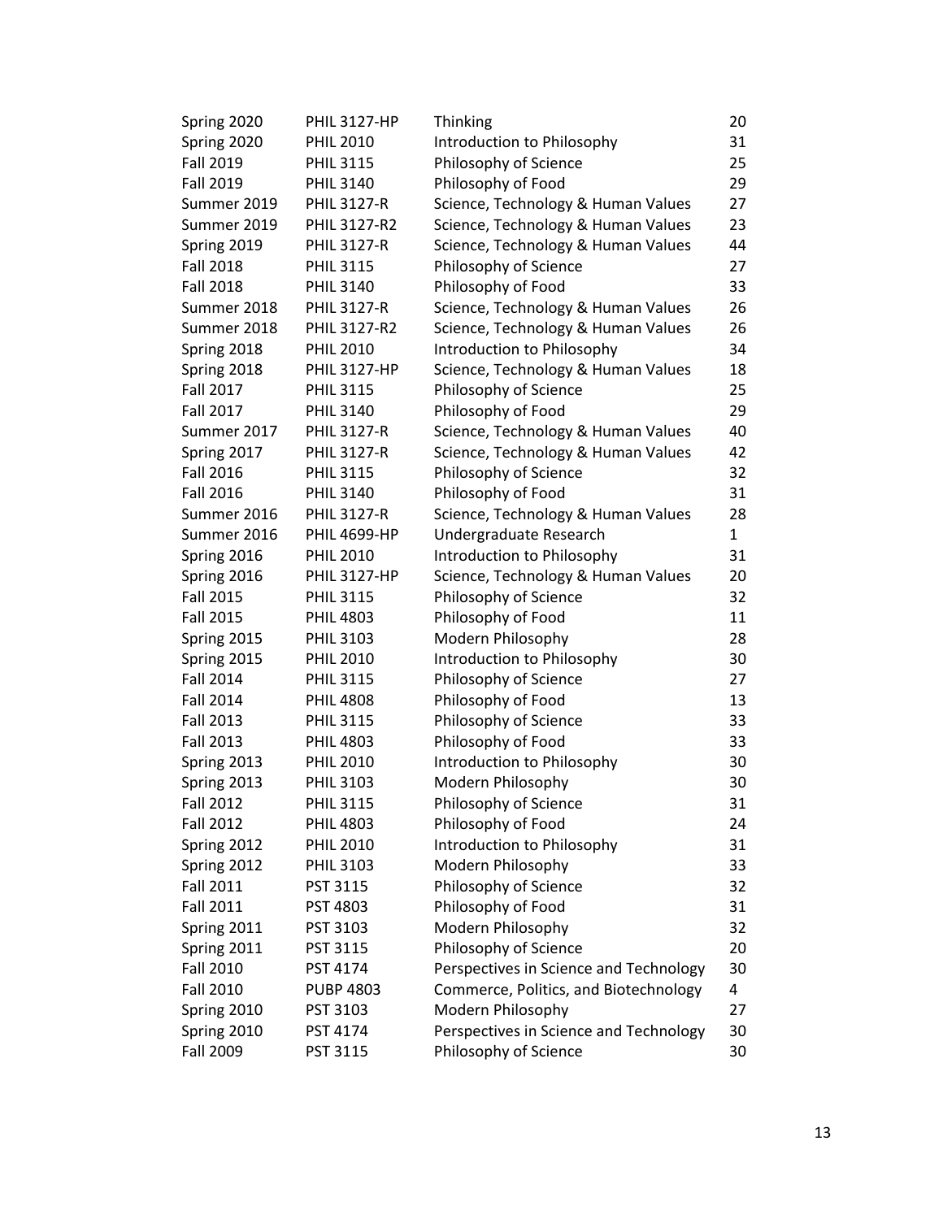| | | | |
|---|---|---|---|
| Spring 2020 | PHIL 3127-HP | Thinking | 20 |
| Spring 2020 | PHIL 2010 | Introduction to Philosophy | 31 |
| Fall 2019 | PHIL 3115 | Philosophy of Science | 25 |
| Fall 2019 | PHIL 3140 | Philosophy of Food | 29 |
| Summer 2019 | PHIL 3127-R | Science, Technology & Human Values | 27 |
| Summer 2019 | PHIL 3127-R2 | Science, Technology & Human Values | 23 |
| Spring 2019 | PHIL 3127-R | Science, Technology & Human Values | 44 |
| Fall 2018 | PHIL 3115 | Philosophy of Science | 27 |
| Fall 2018 | PHIL 3140 | Philosophy of Food | 33 |
| Summer 2018 | PHIL 3127-R | Science, Technology & Human Values | 26 |
| Summer 2018 | PHIL 3127-R2 | Science, Technology & Human Values | 26 |
| Spring 2018 | PHIL 2010 | Introduction to Philosophy | 34 |
| Spring 2018 | PHIL 3127-HP | Science, Technology & Human Values | 18 |
| Fall 2017 | PHIL 3115 | Philosophy of Science | 25 |
| Fall 2017 | PHIL 3140 | Philosophy of Food | 29 |
| Summer 2017 | PHIL 3127-R | Science, Technology & Human Values | 40 |
| Spring 2017 | PHIL 3127-R | Science, Technology & Human Values | 42 |
| Fall 2016 | PHIL 3115 | Philosophy of Science | 32 |
| Fall 2016 | PHIL 3140 | Philosophy of Food | 31 |
| Summer 2016 | PHIL 3127-R | Science, Technology & Human Values | 28 |
| Summer 2016 | PHIL 4699-HP | Undergraduate Research | 1 |
| Spring 2016 | PHIL 2010 | Introduction to Philosophy | 31 |
| Spring 2016 | PHIL 3127-HP | Science, Technology & Human Values | 20 |
| Fall 2015 | PHIL 3115 | Philosophy of Science | 32 |
| Fall 2015 | PHIL 4803 | Philosophy of Food | 11 |
| Spring 2015 | PHIL 3103 | Modern Philosophy | 28 |
| Spring 2015 | PHIL 2010 | Introduction to Philosophy | 30 |
| Fall 2014 | PHIL 3115 | Philosophy of Science | 27 |
| Fall 2014 | PHIL 4808 | Philosophy of Food | 13 |
| Fall 2013 | PHIL 3115 | Philosophy of Science | 33 |
| Fall 2013 | PHIL 4803 | Philosophy of Food | 33 |
| Spring 2013 | PHIL 2010 | Introduction to Philosophy | 30 |
| Spring 2013 | PHIL 3103 | Modern Philosophy | 30 |
| Fall 2012 | PHIL 3115 | Philosophy of Science | 31 |
| Fall 2012 | PHIL 4803 | Philosophy of Food | 24 |
| Spring 2012 | PHIL 2010 | Introduction to Philosophy | 31 |
| Spring 2012 | PHIL 3103 | Modern Philosophy | 33 |
| Fall 2011 | PST 3115 | Philosophy of Science | 32 |
| Fall 2011 | PST 4803 | Philosophy of Food | 31 |
| Spring 2011 | PST 3103 | Modern Philosophy | 32 |
| Spring 2011 | PST 3115 | Philosophy of Science | 20 |
| Fall 2010 | PST 4174 | Perspectives in Science and Technology | 30 |
| Fall 2010 | PUBP 4803 | Commerce, Politics, and Biotechnology | 4 |
| Spring 2010 | PST 3103 | Modern Philosophy | 27 |
| Spring 2010 | PST 4174 | Perspectives in Science and Technology | 30 |
| Fall 2009 | PST 3115 | Philosophy of Science | 30 |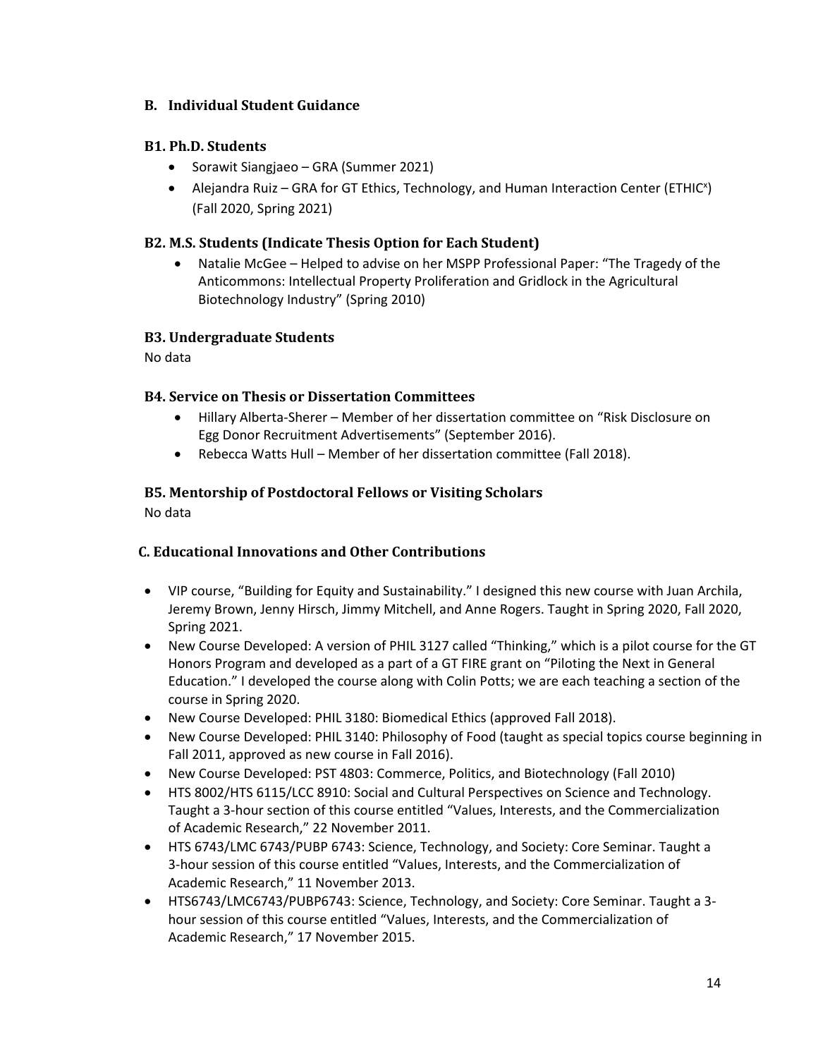## B. Individual Student Guidance

### B1. Ph.D. Students

- Sorawit Siangjaeo – GRA (Summer 2021)
- Alejandra Ruiz – GRA for GT Ethics, Technology, and Human Interaction Center (ETHIC$^x$) (Fall 2020, Spring 2021)

### B2. M.S. Students (Indicate Thesis Option for Each Student)

- Natalie McGee – Helped to advise on her MSPP Professional Paper: "The Tragedy of the Anticommons: Intellectual Property Proliferation and Gridlock in the Agricultural Biotechnology Industry" (Spring 2010)

### B3. Undergraduate Students

No data

### B4. Service on Thesis or Dissertation Committees

- Hillary Alberta-Sherer – Member of her dissertation committee on "Risk Disclosure on Egg Donor Recruitment Advertisements" (September 2016).
- Rebecca Watts Hull – Member of her dissertation committee (Fall 2018).

### B5. Mentorship of Postdoctoral Fellows or Visiting Scholars

No data

## C. Educational Innovations and Other Contributions

- VIP course, "Building for Equity and Sustainability." I designed this new course with Juan Archila, Jeremy Brown, Jenny Hirsch, Jimmy Mitchell, and Anne Rogers. Taught in Spring 2020, Fall 2020, Spring 2021.
- New Course Developed: A version of PHIL 3127 called "Thinking," which is a pilot course for the GT Honors Program and developed as a part of a GT FIRE grant on "Piloting the Next in General Education." I developed the course along with Colin Potts; we are each teaching a section of the course in Spring 2020.
- New Course Developed: PHIL 3180: Biomedical Ethics (approved Fall 2018).
- New Course Developed: PHIL 3140: Philosophy of Food (taught as special topics course beginning in Fall 2011, approved as new course in Fall 2016).
- New Course Developed: PST 4803: Commerce, Politics, and Biotechnology (Fall 2010)
- HTS 8002/HTS 6115/LCC 8910: Social and Cultural Perspectives on Science and Technology. Taught a 3-hour section of this course entitled "Values, Interests, and the Commercialization of Academic Research," 22 November 2011.
- HTS 6743/LMC 6743/PUBP 6743: Science, Technology, and Society: Core Seminar. Taught a 3-hour session of this course entitled "Values, Interests, and the Commercialization of Academic Research," 11 November 2013.
- HTS6743/LMC6743/PUBP6743: Science, Technology, and Society: Core Seminar. Taught a 3-hour session of this course entitled "Values, Interests, and the Commercialization of Academic Research," 17 November 2015.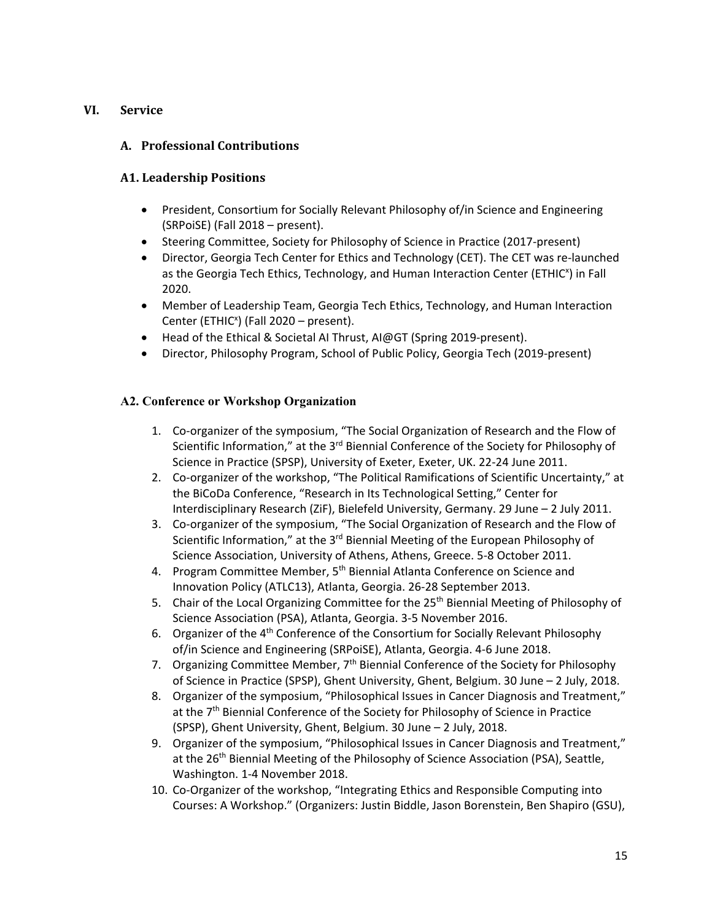## VI. Service

### A. Professional Contributions

### A1. Leadership Positions

- President, Consortium for Socially Relevant Philosophy of/in Science and Engineering (SRPoiSE) (Fall 2018 – present).
- Steering Committee, Society for Philosophy of Science in Practice (2017-present)
- Director, Georgia Tech Center for Ethics and Technology (CET). The CET was re-launched as the Georgia Tech Ethics, Technology, and Human Interaction Center (ETHIC$^x$) in Fall 2020.
- Member of Leadership Team, Georgia Tech Ethics, Technology, and Human Interaction Center (ETHIC$^x$) (Fall 2020 – present).
- Head of the Ethical & Societal AI Thrust, AI@GT (Spring 2019-present).
- Director, Philosophy Program, School of Public Policy, Georgia Tech (2019-present)

### A2. Conference or Workshop Organization

1. Co-organizer of the symposium, "The Social Organization of Research and the Flow of Scientific Information," at the 3rd Biennial Conference of the Society for Philosophy of Science in Practice (SPSP), University of Exeter, Exeter, UK. 22-24 June 2011.
2. Co-organizer of the workshop, "The Political Ramifications of Scientific Uncertainty," at the BiCoDa Conference, "Research in Its Technological Setting," Center for Interdisciplinary Research (ZiF), Bielefeld University, Germany. 29 June – 2 July 2011.
3. Co-organizer of the symposium, "The Social Organization of Research and the Flow of Scientific Information," at the 3rd Biennial Meeting of the European Philosophy of Science Association, University of Athens, Athens, Greece. 5-8 October 2011.
4. Program Committee Member, 5th Biennial Atlanta Conference on Science and Innovation Policy (ATLC13), Atlanta, Georgia. 26-28 September 2013.
5. Chair of the Local Organizing Committee for the 25th Biennial Meeting of Philosophy of Science Association (PSA), Atlanta, Georgia. 3-5 November 2016.
6. Organizer of the 4th Conference of the Consortium for Socially Relevant Philosophy of/in Science and Engineering (SRPoiSE), Atlanta, Georgia. 4-6 June 2018.
7. Organizing Committee Member, 7th Biennial Conference of the Society for Philosophy of Science in Practice (SPSP), Ghent University, Ghent, Belgium. 30 June – 2 July, 2018.
8. Organizer of the symposium, "Philosophical Issues in Cancer Diagnosis and Treatment," at the 7th Biennial Conference of the Society for Philosophy of Science in Practice (SPSP), Ghent University, Ghent, Belgium. 30 June – 2 July, 2018.
9. Organizer of the symposium, "Philosophical Issues in Cancer Diagnosis and Treatment," at the 26th Biennial Meeting of the Philosophy of Science Association (PSA), Seattle, Washington. 1-4 November 2018.
10. Co-Organizer of the workshop, "Integrating Ethics and Responsible Computing into Courses: A Workshop." (Organizers: Justin Biddle, Jason Borenstein, Ben Shapiro (GSU),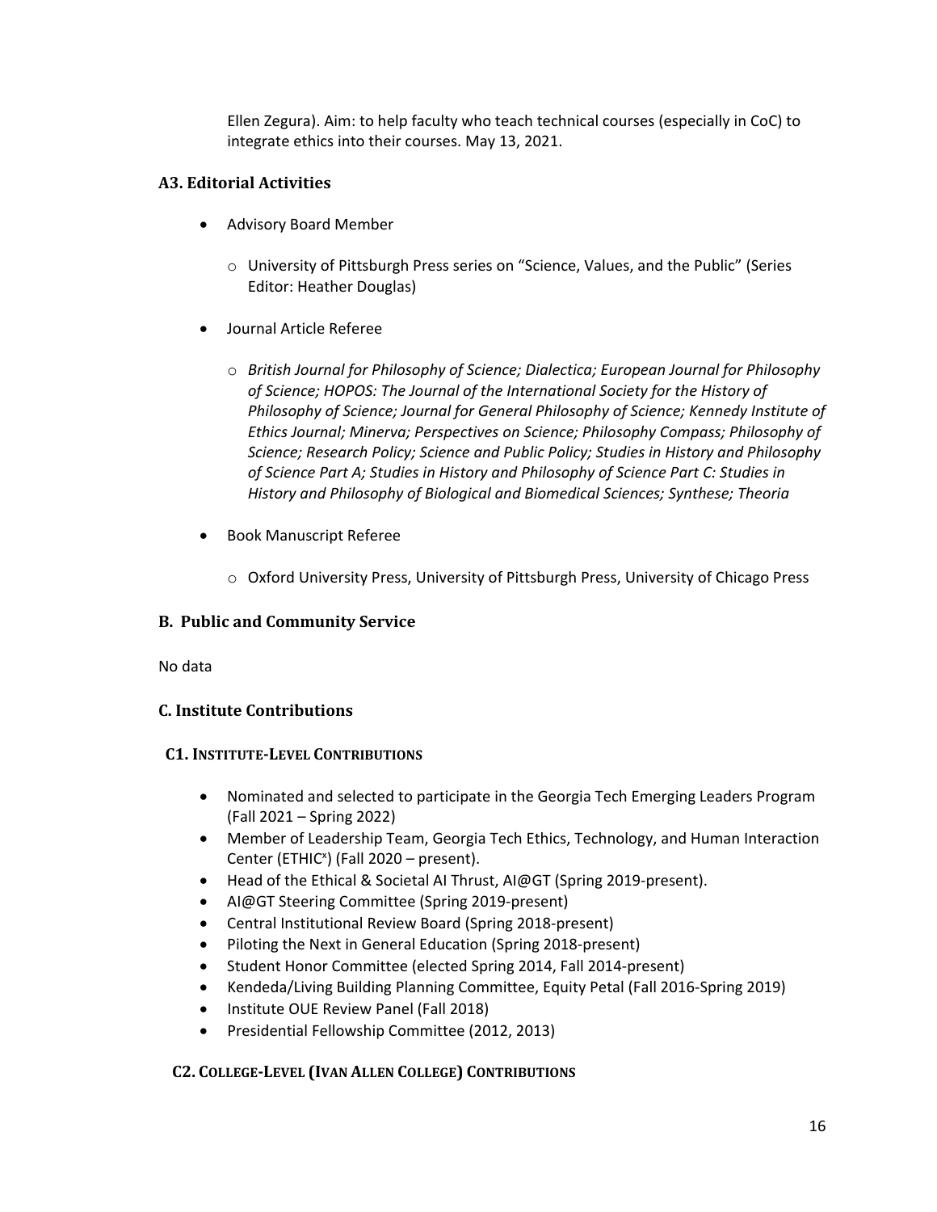Ellen Zegura). Aim: to help faculty who teach technical courses (especially in CoC) to integrate ethics into their courses. May 13, 2021.

### A3. Editorial Activities

- Advisory Board Member
  - University of Pittsburgh Press series on "Science, Values, and the Public" (Series Editor: Heather Douglas)
- Journal Article Referee
  - *British Journal for Philosophy of Science; Dialectica; European Journal for Philosophy of Science; HOPOS: The Journal of the International Society for the History of Philosophy of Science; Journal for General Philosophy of Science; Kennedy Institute of Ethics Journal; Minerva; Perspectives on Science; Philosophy Compass; Philosophy of Science; Research Policy; Science and Public Policy; Studies in History and Philosophy of Science Part A; Studies in History and Philosophy of Science Part C: Studies in History and Philosophy of Biological and Biomedical Sciences; Synthese; Theoria*
- Book Manuscript Referee
  - Oxford University Press, University of Pittsburgh Press, University of Chicago Press

## B. Public and Community Service

No data

## C. Institute Contributions

### C1. Institute-Level Contributions

- Nominated and selected to participate in the Georgia Tech Emerging Leaders Program (Fall 2021 – Spring 2022)
- Member of Leadership Team, Georgia Tech Ethics, Technology, and Human Interaction Center (ETHIC$^x$) (Fall 2020 – present).
- Head of the Ethical & Societal AI Thrust, AI@GT (Spring 2019-present).
- AI@GT Steering Committee (Spring 2019-present)
- Central Institutional Review Board (Spring 2018-present)
- Piloting the Next in General Education (Spring 2018-present)
- Student Honor Committee (elected Spring 2014, Fall 2014-present)
- Kendeda/Living Building Planning Committee, Equity Petal (Fall 2016-Spring 2019)
- Institute OUE Review Panel (Fall 2018)
- Presidential Fellowship Committee (2012, 2013)

### C2. College-Level (Ivan Allen College) Contributions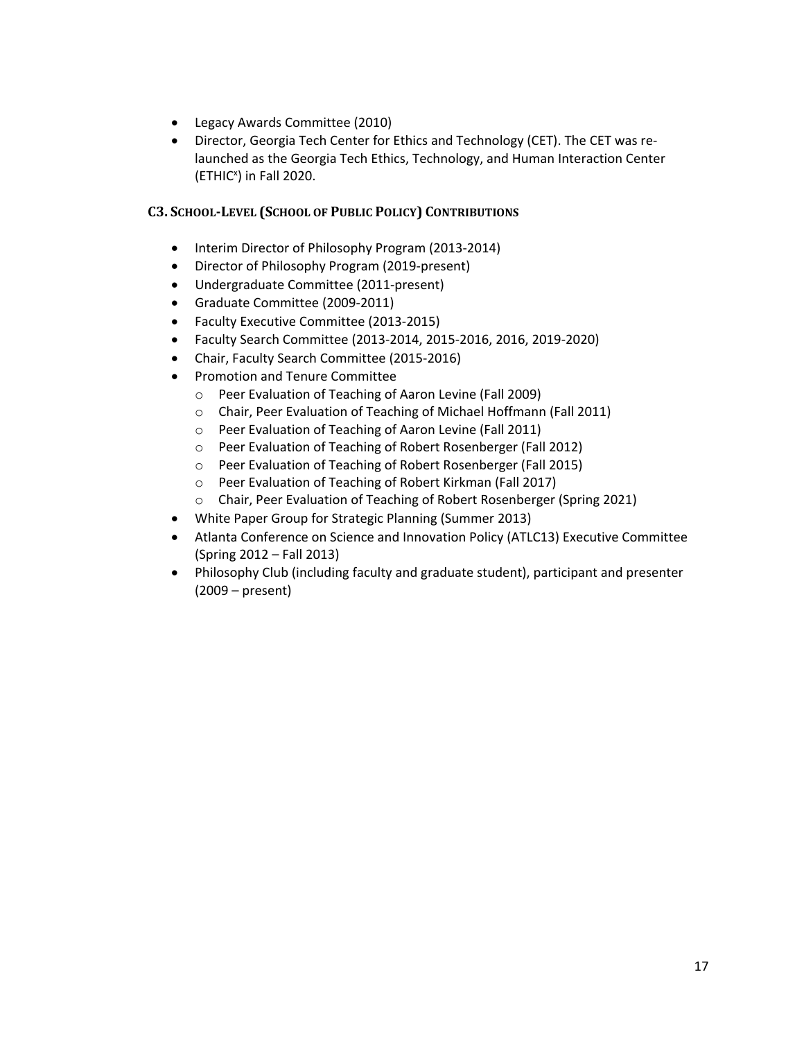- Legacy Awards Committee (2010)
- Director, Georgia Tech Center for Ethics and Technology (CET). The CET was re-launched as the Georgia Tech Ethics, Technology, and Human Interaction Center (ETHIC$^x$) in Fall 2020.

### C3. School-Level (School of Public Policy) Contributions

- Interim Director of Philosophy Program (2013-2014)
- Director of Philosophy Program (2019-present)
- Undergraduate Committee (2011-present)
- Graduate Committee (2009-2011)
- Faculty Executive Committee (2013-2015)
- Faculty Search Committee (2013-2014, 2015-2016, 2016, 2019-2020)
- Chair, Faculty Search Committee (2015-2016)
- Promotion and Tenure Committee
  - Peer Evaluation of Teaching of Aaron Levine (Fall 2009)
  - Chair, Peer Evaluation of Teaching of Michael Hoffmann (Fall 2011)
  - Peer Evaluation of Teaching of Aaron Levine (Fall 2011)
  - Peer Evaluation of Teaching of Robert Rosenberger (Fall 2012)
  - Peer Evaluation of Teaching of Robert Rosenberger (Fall 2015)
  - Peer Evaluation of Teaching of Robert Kirkman (Fall 2017)
  - Chair, Peer Evaluation of Teaching of Robert Rosenberger (Spring 2021)
- White Paper Group for Strategic Planning (Summer 2013)
- Atlanta Conference on Science and Innovation Policy (ATLC13) Executive Committee (Spring 2012 – Fall 2013)
- Philosophy Club (including faculty and graduate student), participant and presenter (2009 – present)